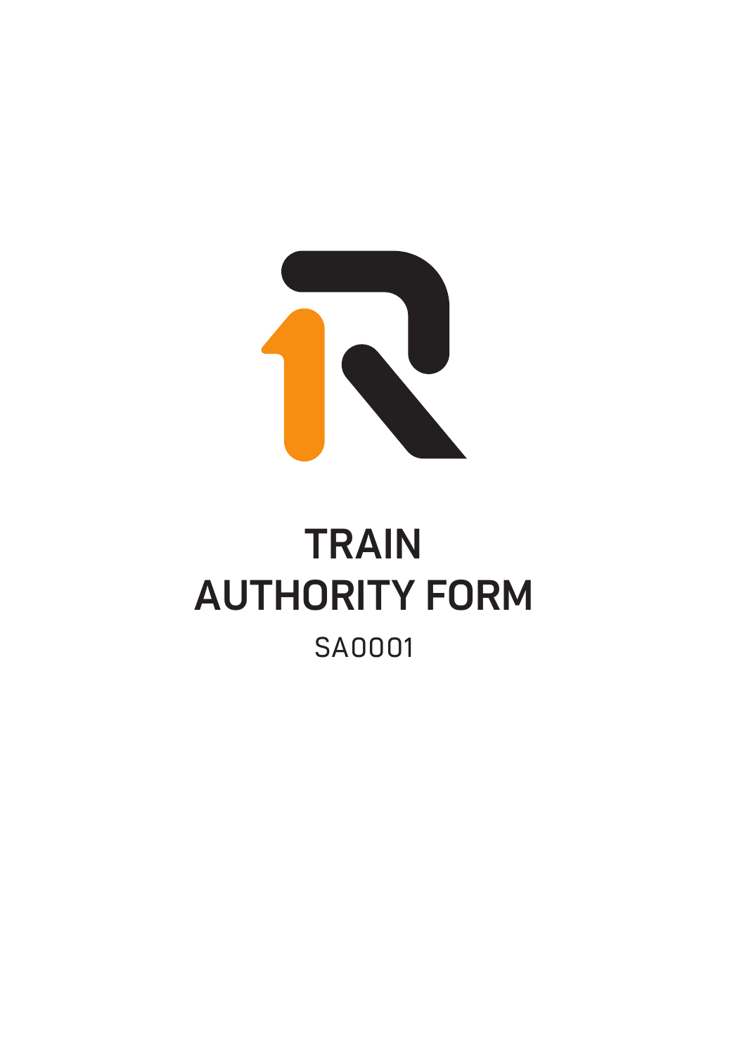# TRAIN AUTHORITY FORM

SA0001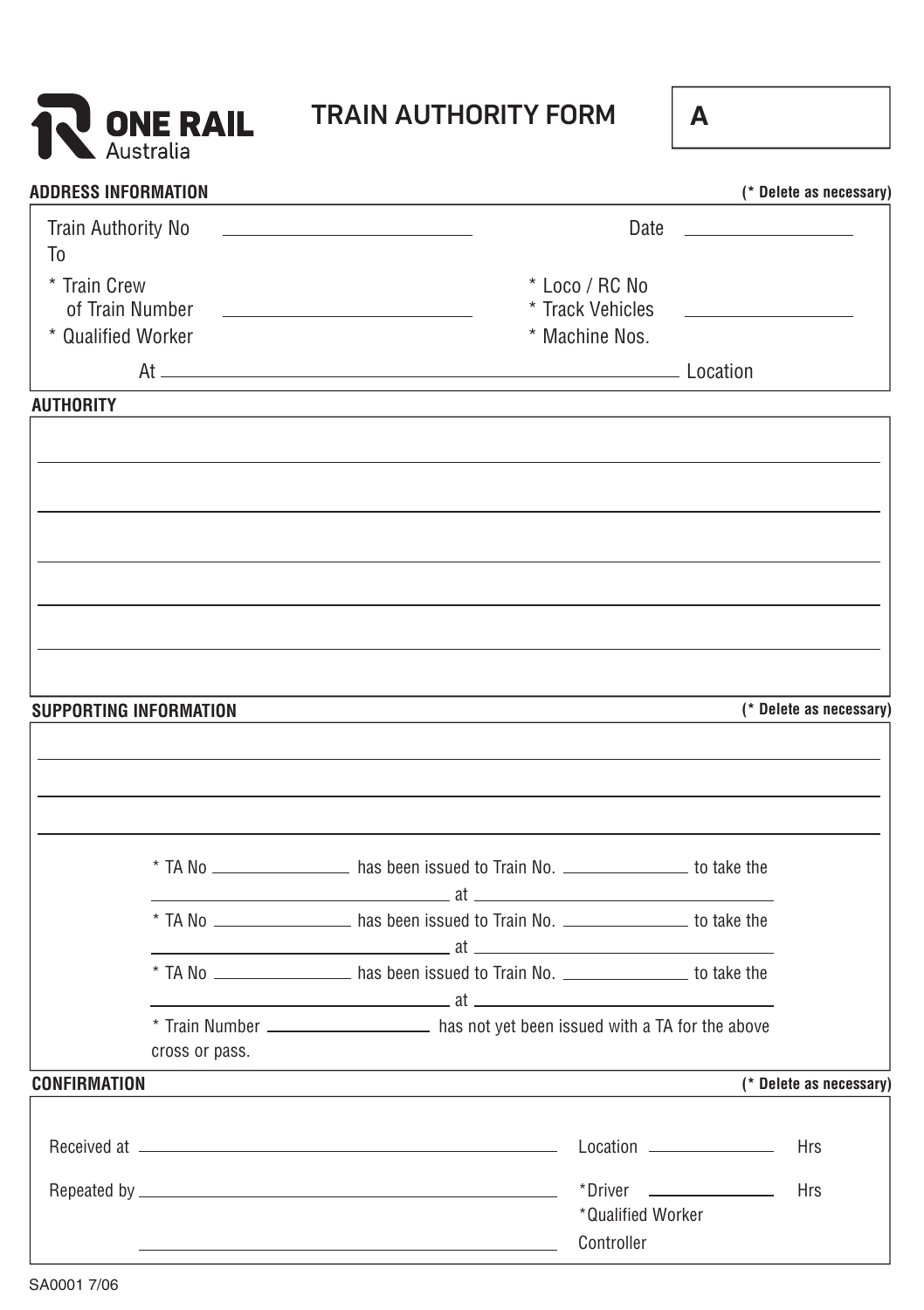# ONE RAIL Australia

## TRAIN AUTHORITY FORM

**A**

**ADDRESS INFORMATION** **(* Delete as necessary)**

Train Authority No ______________________ Date ______________

To

\* Train Crew
of Train Number ______________________

\* Qualified Worker

\* Loco / RC No
\* Track Vehicles ______________
\* Machine Nos.

At ______________________________________________ Location

**AUTHORITY**

______________________________________________

______________________________________________

______________________________________________

______________________________________________

______________________________________________

**SUPPORTING INFORMATION** **(* Delete as necessary)**

______________________________________________

______________________________________________

______________________________________________

\* TA No ____________ has been issued to Train No. ____________ to take the ______________________ at ______________________

\* TA No ____________ has been issued to Train No. ____________ to take the ______________________ at ______________________

\* TA No ____________ has been issued to Train No. ____________ to take the ______________________ at ______________________

\* Train Number ______________ has not yet been issued with a TA for the above cross or pass.

**CONFIRMATION** **(* Delete as necessary)**

Received at ______________________________ Location ____________ Hrs

Repeated by ______________________________ *Driver ____________ Hrs
*Qualified Worker

______________________________ Controller

SA0001 7/06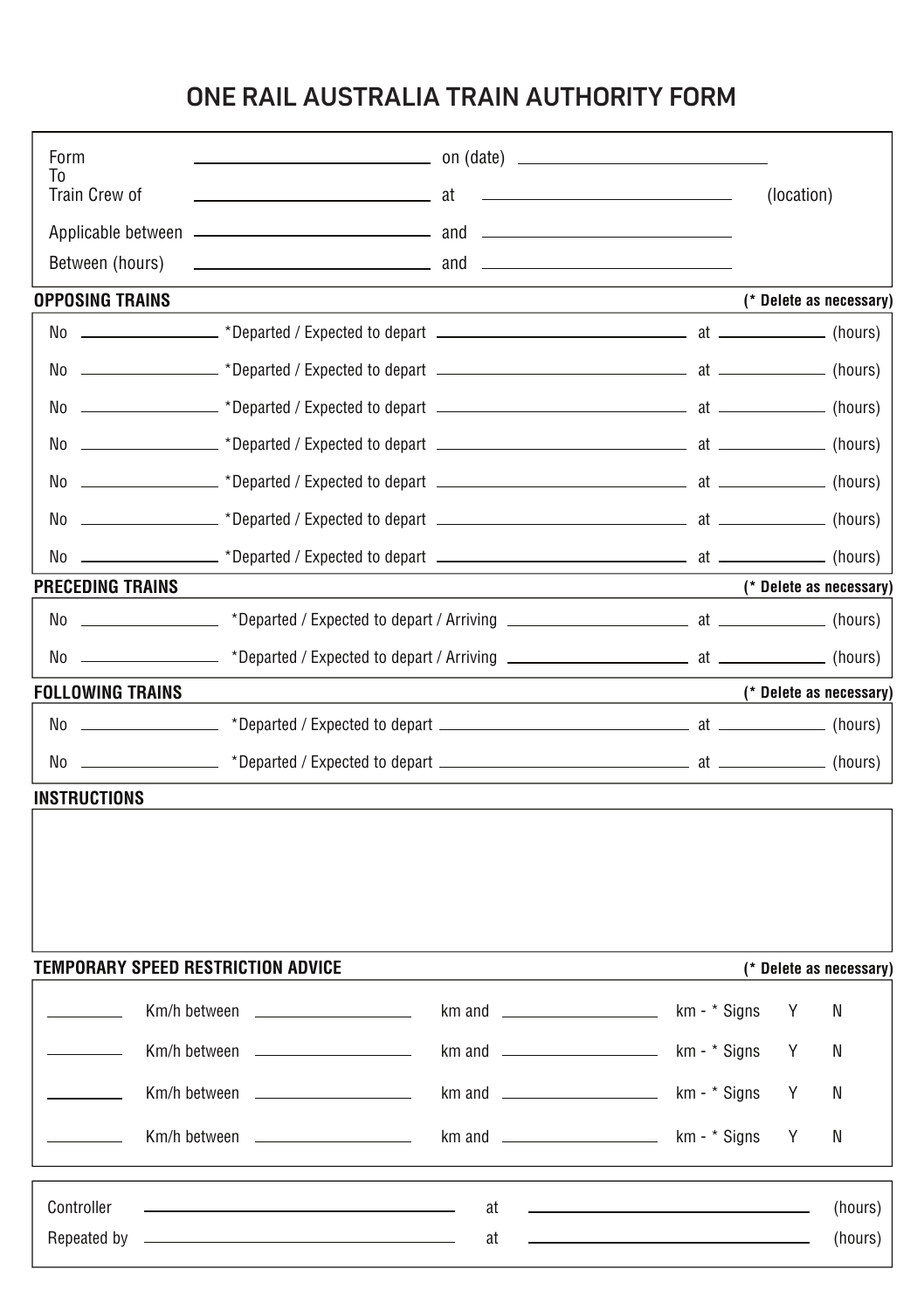# ONE RAIL AUSTRALIA TRAIN AUTHORITY FORM

Form ______________________ on (date) ______________________

To

Train Crew of ______________________ at ______________________ (location)

Applicable between ______________________ and ______________________

Between (hours) ______________________ and ______________________

## OPPOSING TRAINS

(* Delete as necessary)

No __________ *Departed / Expected to depart ______________________ at __________ (hours)

No __________ *Departed / Expected to depart ______________________ at __________ (hours)

No __________ *Departed / Expected to depart ______________________ at __________ (hours)

No __________ *Departed / Expected to depart ______________________ at __________ (hours)

No __________ *Departed / Expected to depart ______________________ at __________ (hours)

No __________ *Departed / Expected to depart ______________________ at __________ (hours)

No __________ *Departed / Expected to depart ______________________ at __________ (hours)

## PRECEDING TRAINS

(* Delete as necessary)

No __________ *Departed / Expected to depart / Arriving ______________________ at __________ (hours)

No __________ *Departed / Expected to depart / Arriving ______________________ at __________ (hours)

## FOLLOWING TRAINS

(* Delete as necessary)

No __________ *Departed / Expected to depart ______________________ at __________ (hours)

No __________ *Departed / Expected to depart ______________________ at __________ (hours)

## INSTRUCTIONS

## TEMPORARY SPEED RESTRICTION ADVICE

(* Delete as necessary)

__________ Km/h between __________ km and __________ km - * Signs Y N

__________ Km/h between __________ km and __________ km - * Signs Y N

__________ Km/h between __________ km and __________ km - * Signs Y N

__________ Km/h between __________ km and __________ km - * Signs Y N

Controller ______________________ at ______________________ (hours)

Repeated by ______________________ at ______________________ (hours)